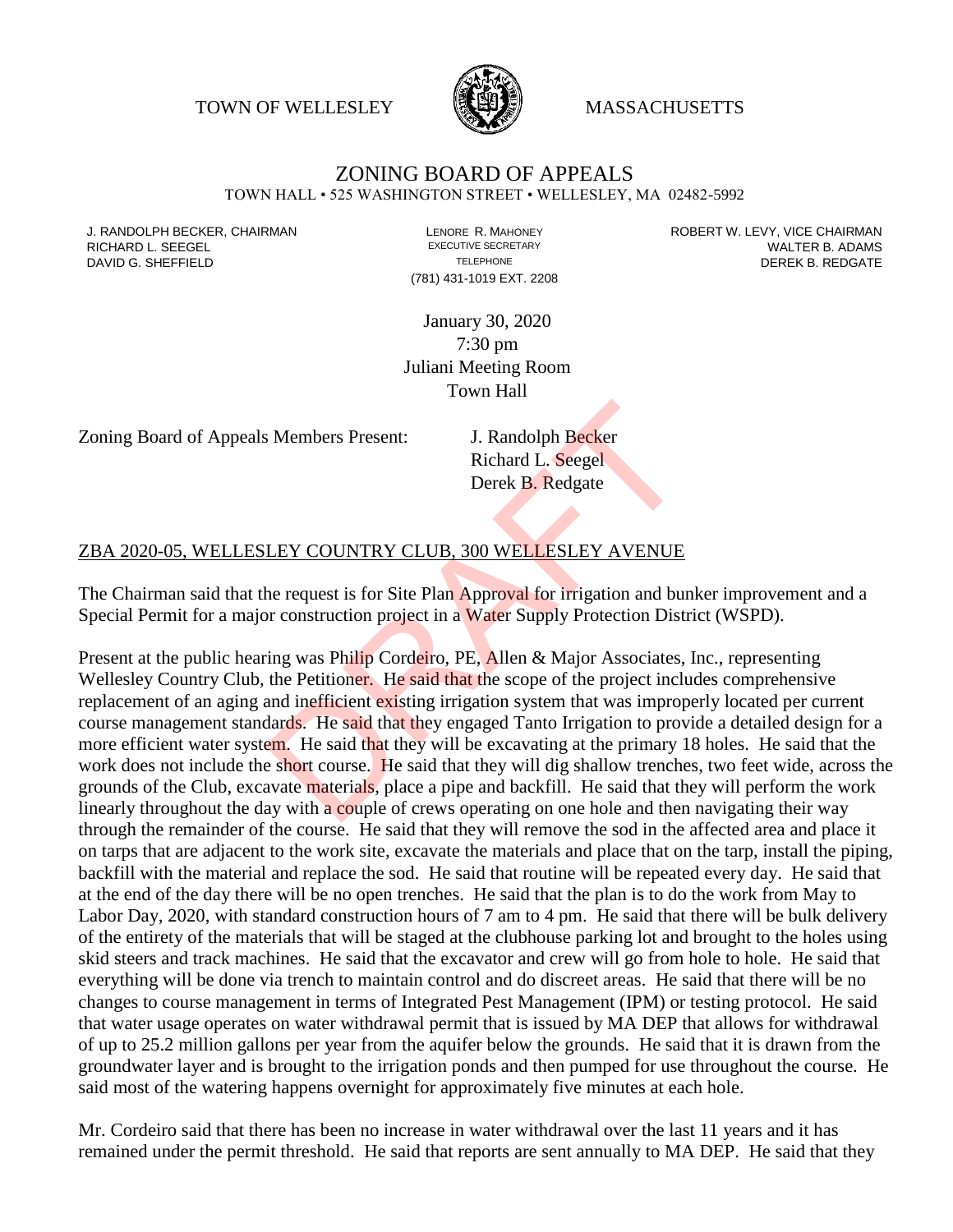TOWN OF WELLESLEY MASSACHUSETTS

# ZONING BOARD OF APPEALS

TOWN HALL • 525 WASHINGTON STREET • WELLESLEY, MA 02482-5992

| | | |
|---|---|---|
| J. RANDOLPH BECKER, CHAIRMAN | LENORE R. MAHONEY | ROBERT W. LEVY, VICE CHAIRMAN |
| RICHARD L. SEEGEL | EXECUTIVE SECRETARY | WALTER B. ADAMS |
| DAVID G. SHEFFIELD | TELEPHONE | DEREK B. REDGATE |
| | (781) 431-1019 EXT. 2208 | |

January 30, 2020
7:30 pm
Juliani Meeting Room
Town Hall

Zoning Board of Appeals Members Present: J. Randolph Becker
Richard L. Seegel
Derek B. Redgate

ZBA 2020-05, WELLESLEY COUNTRY CLUB, 300 WELLESLEY AVENUE

The Chairman said that the request is for Site Plan Approval for irrigation and bunker improvement and a Special Permit for a major construction project in a Water Supply Protection District (WSPD).

Present at the public hearing was Philip Cordeiro, PE, Allen & Major Associates, Inc., representing Wellesley Country Club, the Petitioner. He said that the scope of the project includes comprehensive replacement of an aging and inefficient existing irrigation system that was improperly located per current course management standards. He said that they engaged Tanto Irrigation to provide a detailed design for a more efficient water system. He said that they will be excavating at the primary 18 holes. He said that the work does not include the short course. He said that they will dig shallow trenches, two feet wide, across the grounds of the Club, excavate materials, place a pipe and backfill. He said that they will perform the work linearly throughout the day with a couple of crews operating on one hole and then navigating their way through the remainder of the course. He said that they will remove the sod in the affected area and place it on tarps that are adjacent to the work site, excavate the materials and place that on the tarp, install the piping, backfill with the material and replace the sod. He said that routine will be repeated every day. He said that at the end of the day there will be no open trenches. He said that the plan is to do the work from May to Labor Day, 2020, with standard construction hours of 7 am to 4 pm. He said that there will be bulk delivery of the entirety of the materials that will be staged at the clubhouse parking lot and brought to the holes using skid steers and track machines. He said that the excavator and crew will go from hole to hole. He said that everything will be done via trench to maintain control and do discreet areas. He said that there will be no changes to course management in terms of Integrated Pest Management (IPM) or testing protocol. He said that water usage operates on water withdrawal permit that is issued by MA DEP that allows for withdrawal of up to 25.2 million gallons per year from the aquifer below the grounds. He said that it is drawn from the groundwater layer and is brought to the irrigation ponds and then pumped for use throughout the course. He said most of the watering happens overnight for approximately five minutes at each hole.

Mr. Cordeiro said that there has been no increase in water withdrawal over the last 11 years and it has remained under the permit threshold. He said that reports are sent annually to MA DEP. He said that they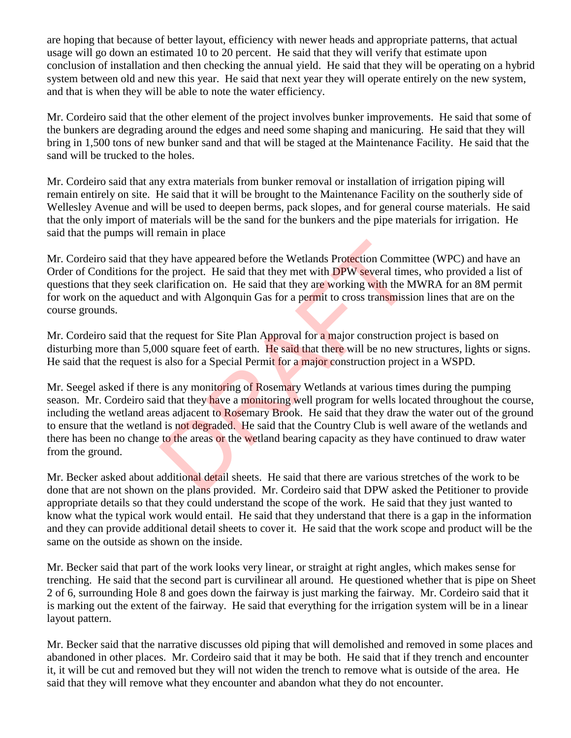are hoping that because of better layout, efficiency with newer heads and appropriate patterns, that actual usage will go down an estimated 10 to 20 percent. He said that they will verify that estimate upon conclusion of installation and then checking the annual yield. He said that they will be operating on a hybrid system between old and new this year. He said that next year they will operate entirely on the new system, and that is when they will be able to note the water efficiency.

Mr. Cordeiro said that the other element of the project involves bunker improvements. He said that some of the bunkers are degrading around the edges and need some shaping and manicuring. He said that they will bring in 1,500 tons of new bunker sand and that will be staged at the Maintenance Facility. He said that the sand will be trucked to the holes.

Mr. Cordeiro said that any extra materials from bunker removal or installation of irrigation piping will remain entirely on site. He said that it will be brought to the Maintenance Facility on the southerly side of Wellesley Avenue and will be used to deepen berms, pack slopes, and for general course materials. He said that the only import of materials will be the sand for the bunkers and the pipe materials for irrigation. He said that the pumps will remain in place

Mr. Cordeiro said that they have appeared before the Wetlands Protection Committee (WPC) and have an Order of Conditions for the project. He said that they met with DPW several times, who provided a list of questions that they seek clarification on. He said that they are working with the MWRA for an 8M permit for work on the aqueduct and with Algonquin Gas for a permit to cross transmission lines that are on the course grounds.

Mr. Cordeiro said that the request for Site Plan Approval for a major construction project is based on disturbing more than 5,000 square feet of earth. He said that there will be no new structures, lights or signs. He said that the request is also for a Special Permit for a major construction project in a WSPD.

Mr. Seegel asked if there is any monitoring of Rosemary Wetlands at various times during the pumping season. Mr. Cordeiro said that they have a monitoring well program for wells located throughout the course, including the wetland areas adjacent to Rosemary Brook. He said that they draw the water out of the ground to ensure that the wetland is not degraded. He said that the Country Club is well aware of the wetlands and there has been no change to the areas or the wetland bearing capacity as they have continued to draw water from the ground.

Mr. Becker asked about additional detail sheets. He said that there are various stretches of the work to be done that are not shown on the plans provided. Mr. Cordeiro said that DPW asked the Petitioner to provide appropriate details so that they could understand the scope of the work. He said that they just wanted to know what the typical work would entail. He said that they understand that there is a gap in the information and they can provide additional detail sheets to cover it. He said that the work scope and product will be the same on the outside as shown on the inside.

Mr. Becker said that part of the work looks very linear, or straight at right angles, which makes sense for trenching. He said that the second part is curvilinear all around. He questioned whether that is pipe on Sheet 2 of 6, surrounding Hole 8 and goes down the fairway is just marking the fairway. Mr. Cordeiro said that it is marking out the extent of the fairway. He said that everything for the irrigation system will be in a linear layout pattern.

Mr. Becker said that the narrative discusses old piping that will demolished and removed in some places and abandoned in other places. Mr. Cordeiro said that it may be both. He said that if they trench and encounter it, it will be cut and removed but they will not widen the trench to remove what is outside of the area. He said that they will remove what they encounter and abandon what they do not encounter.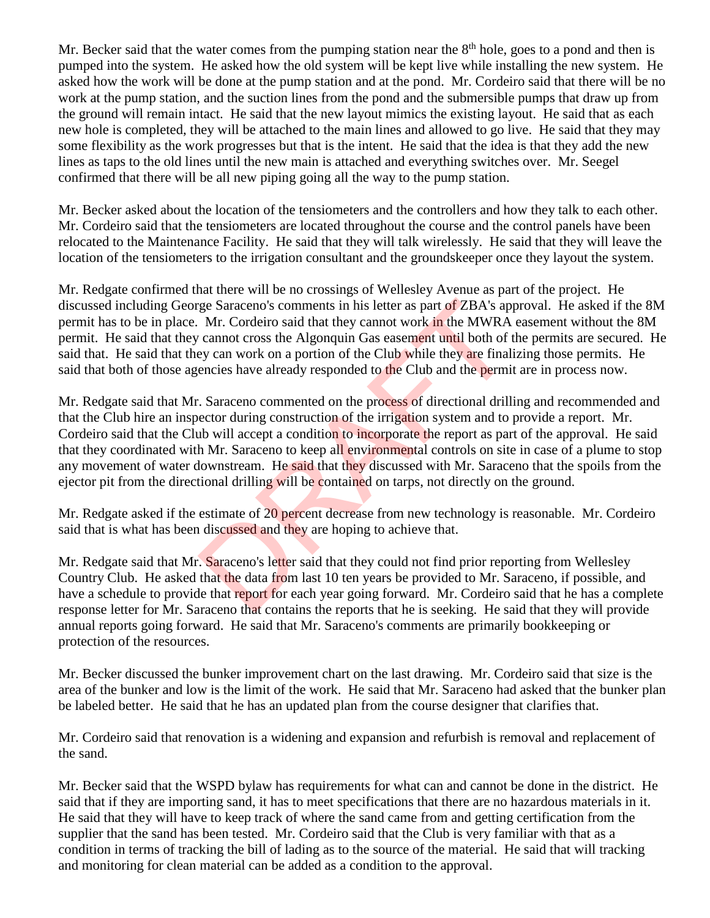Mr. Becker said that the water comes from the pumping station near the 8th hole, goes to a pond and then is pumped into the system. He asked how the old system will be kept live while installing the new system. He asked how the work will be done at the pump station and at the pond. Mr. Cordeiro said that there will be no work at the pump station, and the suction lines from the pond and the submersible pumps that draw up from the ground will remain intact. He said that the new layout mimics the existing layout. He said that as each new hole is completed, they will be attached to the main lines and allowed to go live. He said that they may some flexibility as the work progresses but that is the intent. He said that the idea is that they add the new lines as taps to the old lines until the new main is attached and everything switches over. Mr. Seegel confirmed that there will be all new piping going all the way to the pump station.

Mr. Becker asked about the location of the tensiometers and the controllers and how they talk to each other. Mr. Cordeiro said that the tensiometers are located throughout the course and the control panels have been relocated to the Maintenance Facility. He said that they will talk wirelessly. He said that they will leave the location of the tensiometers to the irrigation consultant and the groundskeeper once they layout the system.

Mr. Redgate confirmed that there will be no crossings of Wellesley Avenue as part of the project. He discussed including George Saraceno's comments in his letter as part of ZBA's approval. He asked if the 8M permit has to be in place. Mr. Cordeiro said that they cannot work in the MWRA easement without the 8M permit. He said that they cannot cross the Algonquin Gas easement until both of the permits are secured. He said that. He said that they can work on a portion of the Club while they are finalizing those permits. He said that both of those agencies have already responded to the Club and the permit are in process now.

Mr. Redgate said that Mr. Saraceno commented on the process of directional drilling and recommended and that the Club hire an inspector during construction of the irrigation system and to provide a report. Mr. Cordeiro said that the Club will accept a condition to incorporate the report as part of the approval. He said that they coordinated with Mr. Saraceno to keep all environmental controls on site in case of a plume to stop any movement of water downstream. He said that they discussed with Mr. Saraceno that the spoils from the ejector pit from the directional drilling will be contained on tarps, not directly on the ground.

Mr. Redgate asked if the estimate of 20 percent decrease from new technology is reasonable. Mr. Cordeiro said that is what has been discussed and they are hoping to achieve that.

Mr. Redgate said that Mr. Saraceno's letter said that they could not find prior reporting from Wellesley Country Club. He asked that the data from last 10 ten years be provided to Mr. Saraceno, if possible, and have a schedule to provide that report for each year going forward. Mr. Cordeiro said that he has a complete response letter for Mr. Saraceno that contains the reports that he is seeking. He said that they will provide annual reports going forward. He said that Mr. Saraceno's comments are primarily bookkeeping or protection of the resources.

Mr. Becker discussed the bunker improvement chart on the last drawing. Mr. Cordeiro said that size is the area of the bunker and low is the limit of the work. He said that Mr. Saraceno had asked that the bunker plan be labeled better. He said that he has an updated plan from the course designer that clarifies that.

Mr. Cordeiro said that renovation is a widening and expansion and refurbish is removal and replacement of the sand.

Mr. Becker said that the WSPD bylaw has requirements for what can and cannot be done in the district. He said that if they are importing sand, it has to meet specifications that there are no hazardous materials in it. He said that they will have to keep track of where the sand came from and getting certification from the supplier that the sand has been tested. Mr. Cordeiro said that the Club is very familiar with that as a condition in terms of tracking the bill of lading as to the source of the material. He said that will tracking and monitoring for clean material can be added as a condition to the approval.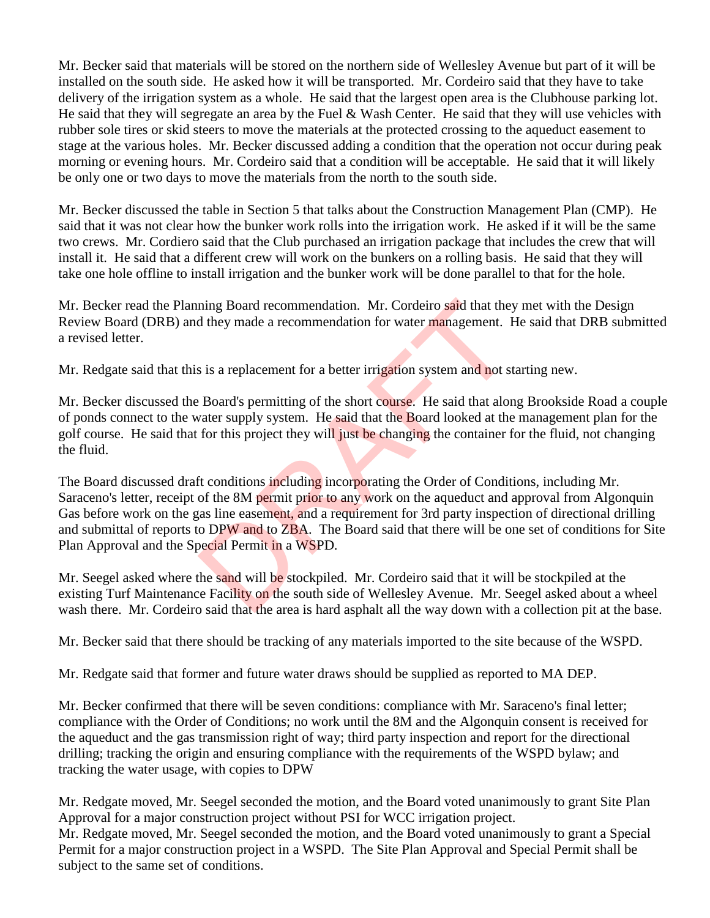Mr. Becker said that materials will be stored on the northern side of Wellesley Avenue but part of it will be installed on the south side. He asked how it will be transported. Mr. Cordeiro said that they have to take delivery of the irrigation system as a whole. He said that the largest open area is the Clubhouse parking lot. He said that they will segregate an area by the Fuel & Wash Center. He said that they will use vehicles with rubber sole tires or skid steers to move the materials at the protected crossing to the aqueduct easement to stage at the various holes. Mr. Becker discussed adding a condition that the operation not occur during peak morning or evening hours. Mr. Cordeiro said that a condition will be acceptable. He said that it will likely be only one or two days to move the materials from the north to the south side.

Mr. Becker discussed the table in Section 5 that talks about the Construction Management Plan (CMP). He said that it was not clear how the bunker work rolls into the irrigation work. He asked if it will be the same two crews. Mr. Cordiero said that the Club purchased an irrigation package that includes the crew that will install it. He said that a different crew will work on the bunkers on a rolling basis. He said that they will take one hole offline to install irrigation and the bunker work will be done parallel to that for the hole.

Mr. Becker read the Planning Board recommendation. Mr. Cordeiro said that they met with the Design Review Board (DRB) and they made a recommendation for water management. He said that DRB submitted a revised letter.

Mr. Redgate said that this is a replacement for a better irrigation system and not starting new.

Mr. Becker discussed the Board's permitting of the short course. He said that along Brookside Road a couple of ponds connect to the water supply system. He said that the Board looked at the management plan for the golf course. He said that for this project they will just be changing the container for the fluid, not changing the fluid.

The Board discussed draft conditions including incorporating the Order of Conditions, including Mr. Saraceno's letter, receipt of the 8M permit prior to any work on the aqueduct and approval from Algonquin Gas before work on the gas line easement, and a requirement for 3rd party inspection of directional drilling and submittal of reports to DPW and to ZBA. The Board said that there will be one set of conditions for Site Plan Approval and the Special Permit in a WSPD.

Mr. Seegel asked where the sand will be stockpiled. Mr. Cordeiro said that it will be stockpiled at the existing Turf Maintenance Facility on the south side of Wellesley Avenue. Mr. Seegel asked about a wheel wash there. Mr. Cordeiro said that the area is hard asphalt all the way down with a collection pit at the base.

Mr. Becker said that there should be tracking of any materials imported to the site because of the WSPD.

Mr. Redgate said that former and future water draws should be supplied as reported to MA DEP.

Mr. Becker confirmed that there will be seven conditions: compliance with Mr. Saraceno's final letter; compliance with the Order of Conditions; no work until the 8M and the Algonquin consent is received for the aqueduct and the gas transmission right of way; third party inspection and report for the directional drilling; tracking the origin and ensuring compliance with the requirements of the WSPD bylaw; and tracking the water usage, with copies to DPW

Mr. Redgate moved, Mr. Seegel seconded the motion, and the Board voted unanimously to grant Site Plan Approval for a major construction project without PSI for WCC irrigation project.
Mr. Redgate moved, Mr. Seegel seconded the motion, and the Board voted unanimously to grant a Special Permit for a major construction project in a WSPD. The Site Plan Approval and Special Permit shall be subject to the same set of conditions.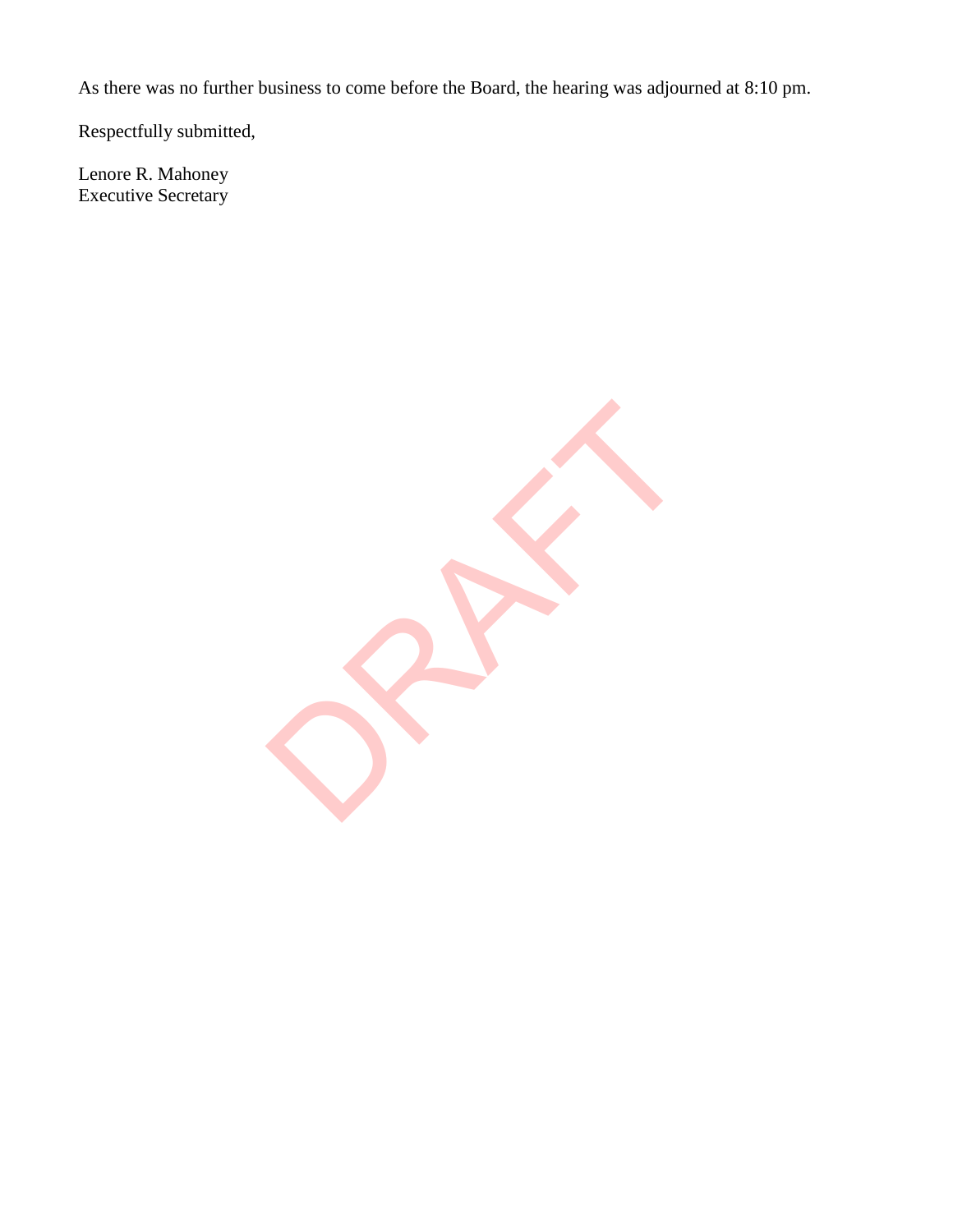As there was no further business to come before the Board, the hearing was adjourned at 8:10 pm.

Respectfully submitted,

Lenore R. Mahoney
Executive Secretary

DRAFT